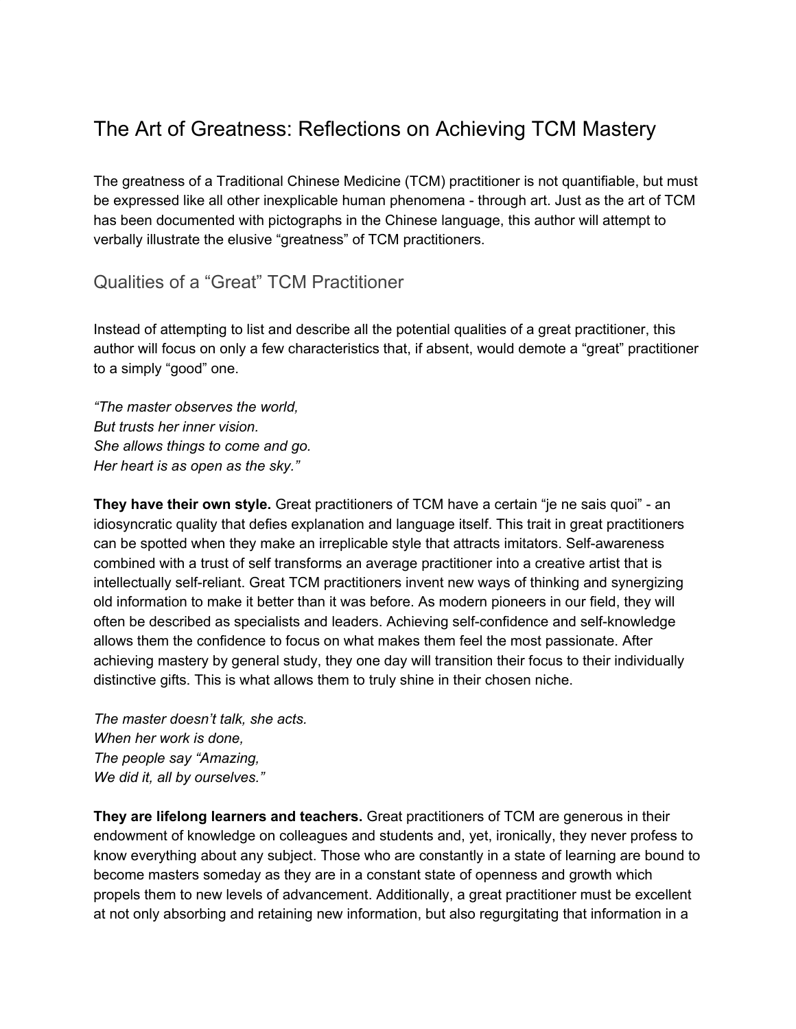# The Art of Greatness: Reflections on Achieving TCM Mastery

The greatness of a Traditional Chinese Medicine (TCM) practitioner is not quantifiable, but must be expressed like all other inexplicable human phenomena - through art. Just as the art of TCM has been documented with pictographs in the Chinese language, this author will attempt to verbally illustrate the elusive "greatness" of TCM practitioners.

## Qualities of a "Great" TCM Practitioner

Instead of attempting to list and describe all the potential qualities of a great practitioner, this author will focus on only a few characteristics that, if absent, would demote a "great" practitioner to a simply "good" one.

*"The master observes the world,*
*But trusts her inner vision.*
*She allows things to come and go.*
*Her heart is as open as the sky."*

**They have their own style.** Great practitioners of TCM have a certain "je ne sais quoi" - an idiosyncratic quality that defies explanation and language itself. This trait in great practitioners can be spotted when they make an irreplicable style that attracts imitators. Self-awareness combined with a trust of self transforms an average practitioner into a creative artist that is intellectually self-reliant. Great TCM practitioners invent new ways of thinking and synergizing old information to make it better than it was before. As modern pioneers in our field, they will often be described as specialists and leaders. Achieving self-confidence and self-knowledge allows them the confidence to focus on what makes them feel the most passionate. After achieving mastery by general study, they one day will transition their focus to their individually distinctive gifts. This is what allows them to truly shine in their chosen niche.

*The master doesn't talk, she acts.*
*When her work is done,*
*The people say "Amazing,*
*We did it, all by ourselves."*

**They are lifelong learners and teachers.** Great practitioners of TCM are generous in their endowment of knowledge on colleagues and students and, yet, ironically, they never profess to know everything about any subject. Those who are constantly in a state of learning are bound to become masters someday as they are in a constant state of openness and growth which propels them to new levels of advancement. Additionally, a great practitioner must be excellent at not only absorbing and retaining new information, but also regurgitating that information in a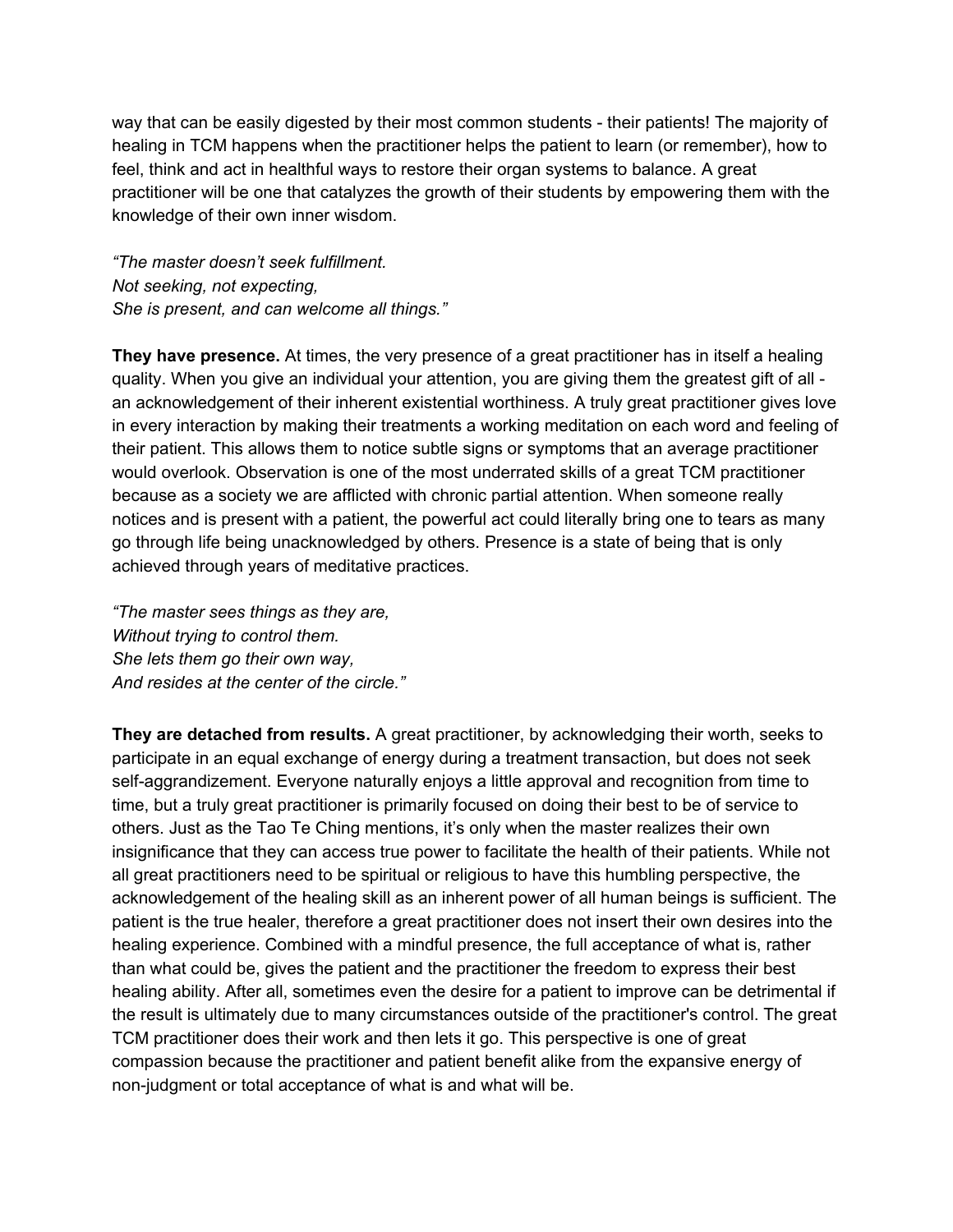way that can be easily digested by their most common students - their patients! The majority of healing in TCM happens when the practitioner helps the patient to learn (or remember), how to feel, think and act in healthful ways to restore their organ systems to balance. A great practitioner will be one that catalyzes the growth of their students by empowering them with the knowledge of their own inner wisdom.

*"The master doesn't seek fulfillment.*
*Not seeking, not expecting,*
*She is present, and can welcome all things."*

**They have presence.** At times, the very presence of a great practitioner has in itself a healing quality. When you give an individual your attention, you are giving them the greatest gift of all - an acknowledgement of their inherent existential worthiness. A truly great practitioner gives love in every interaction by making their treatments a working meditation on each word and feeling of their patient. This allows them to notice subtle signs or symptoms that an average practitioner would overlook. Observation is one of the most underrated skills of a great TCM practitioner because as a society we are afflicted with chronic partial attention. When someone really notices and is present with a patient, the powerful act could literally bring one to tears as many go through life being unacknowledged by others. Presence is a state of being that is only achieved through years of meditative practices.

*"The master sees things as they are,*
*Without trying to control them.*
*She lets them go their own way,*
*And resides at the center of the circle."*

**They are detached from results.** A great practitioner, by acknowledging their worth, seeks to participate in an equal exchange of energy during a treatment transaction, but does not seek self-aggrandizement. Everyone naturally enjoys a little approval and recognition from time to time, but a truly great practitioner is primarily focused on doing their best to be of service to others. Just as the Tao Te Ching mentions, it's only when the master realizes their own insignificance that they can access true power to facilitate the health of their patients. While not all great practitioners need to be spiritual or religious to have this humbling perspective, the acknowledgement of the healing skill as an inherent power of all human beings is sufficient. The patient is the true healer, therefore a great practitioner does not insert their own desires into the healing experience. Combined with a mindful presence, the full acceptance of what is, rather than what could be, gives the patient and the practitioner the freedom to express their best healing ability. After all, sometimes even the desire for a patient to improve can be detrimental if the result is ultimately due to many circumstances outside of the practitioner's control. The great TCM practitioner does their work and then lets it go. This perspective is one of great compassion because the practitioner and patient benefit alike from the expansive energy of non-judgment or total acceptance of what is and what will be.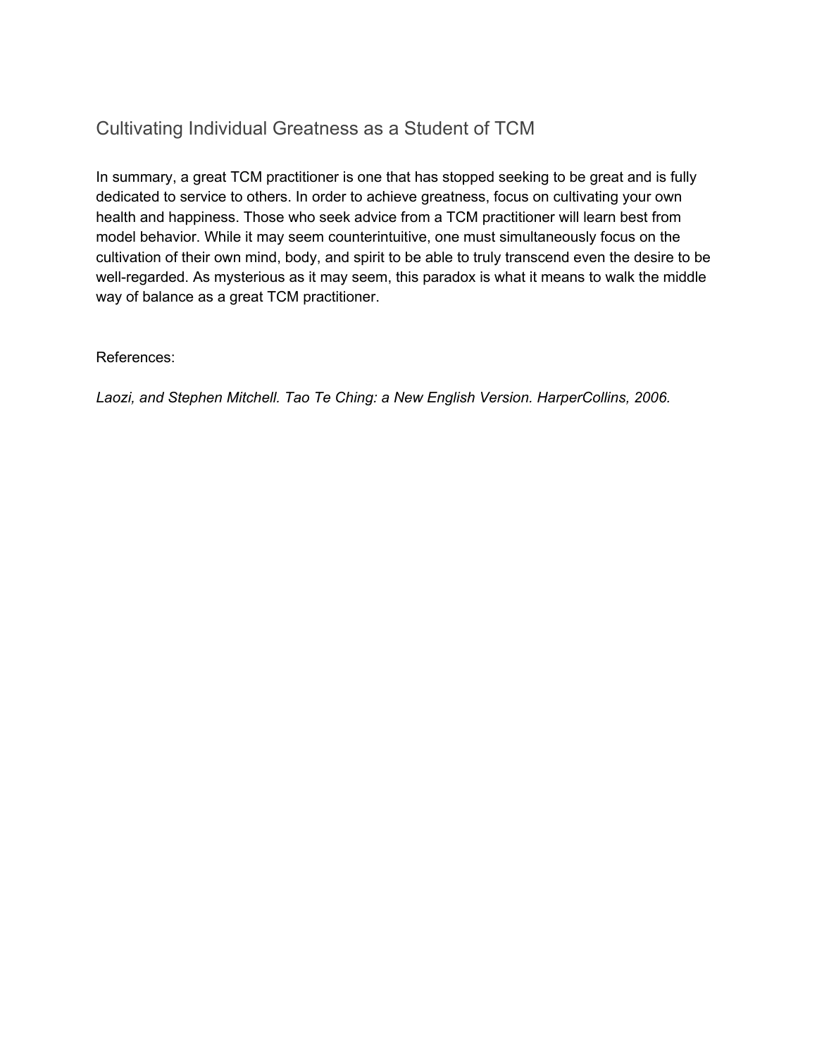## Cultivating Individual Greatness as a Student of TCM

In summary, a great TCM practitioner is one that has stopped seeking to be great and is fully dedicated to service to others. In order to achieve greatness, focus on cultivating your own health and happiness. Those who seek advice from a TCM practitioner will learn best from model behavior. While it may seem counterintuitive, one must simultaneously focus on the cultivation of their own mind, body, and spirit to be able to truly transcend even the desire to be well-regarded. As mysterious as it may seem, this paradox is what it means to walk the middle way of balance as a great TCM practitioner.

References:

*Laozi, and Stephen Mitchell. Tao Te Ching: a New English Version. HarperCollins, 2006.*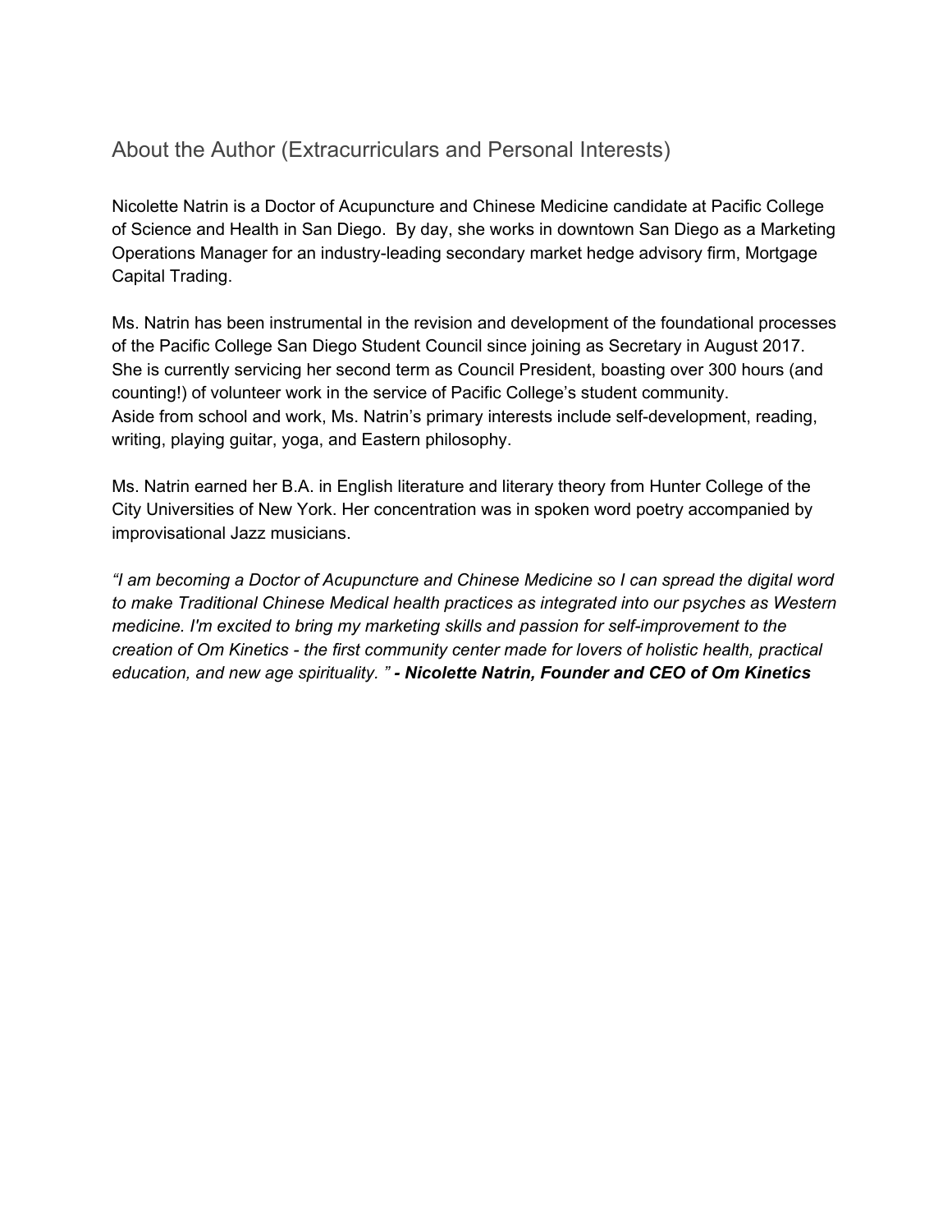## About the Author (Extracurriculars and Personal Interests)

Nicolette Natrin is a Doctor of Acupuncture and Chinese Medicine candidate at Pacific College of Science and Health in San Diego. By day, she works in downtown San Diego as a Marketing Operations Manager for an industry-leading secondary market hedge advisory firm, Mortgage Capital Trading.

Ms. Natrin has been instrumental in the revision and development of the foundational processes of the Pacific College San Diego Student Council since joining as Secretary in August 2017. She is currently servicing her second term as Council President, boasting over 300 hours (and counting!) of volunteer work in the service of Pacific College's student community.
Aside from school and work, Ms. Natrin's primary interests include self-development, reading, writing, playing guitar, yoga, and Eastern philosophy.

Ms. Natrin earned her B.A. in English literature and literary theory from Hunter College of the City Universities of New York. Her concentration was in spoken word poetry accompanied by improvisational Jazz musicians.

*"I am becoming a Doctor of Acupuncture and Chinese Medicine so I can spread the digital word to make Traditional Chinese Medical health practices as integrated into our psyches as Western medicine. I'm excited to bring my marketing skills and passion for self-improvement to the creation of Om Kinetics - the first community center made for lovers of holistic health, practical education, and new age spirituality. "* ***- Nicolette Natrin, Founder and CEO of Om Kinetics***